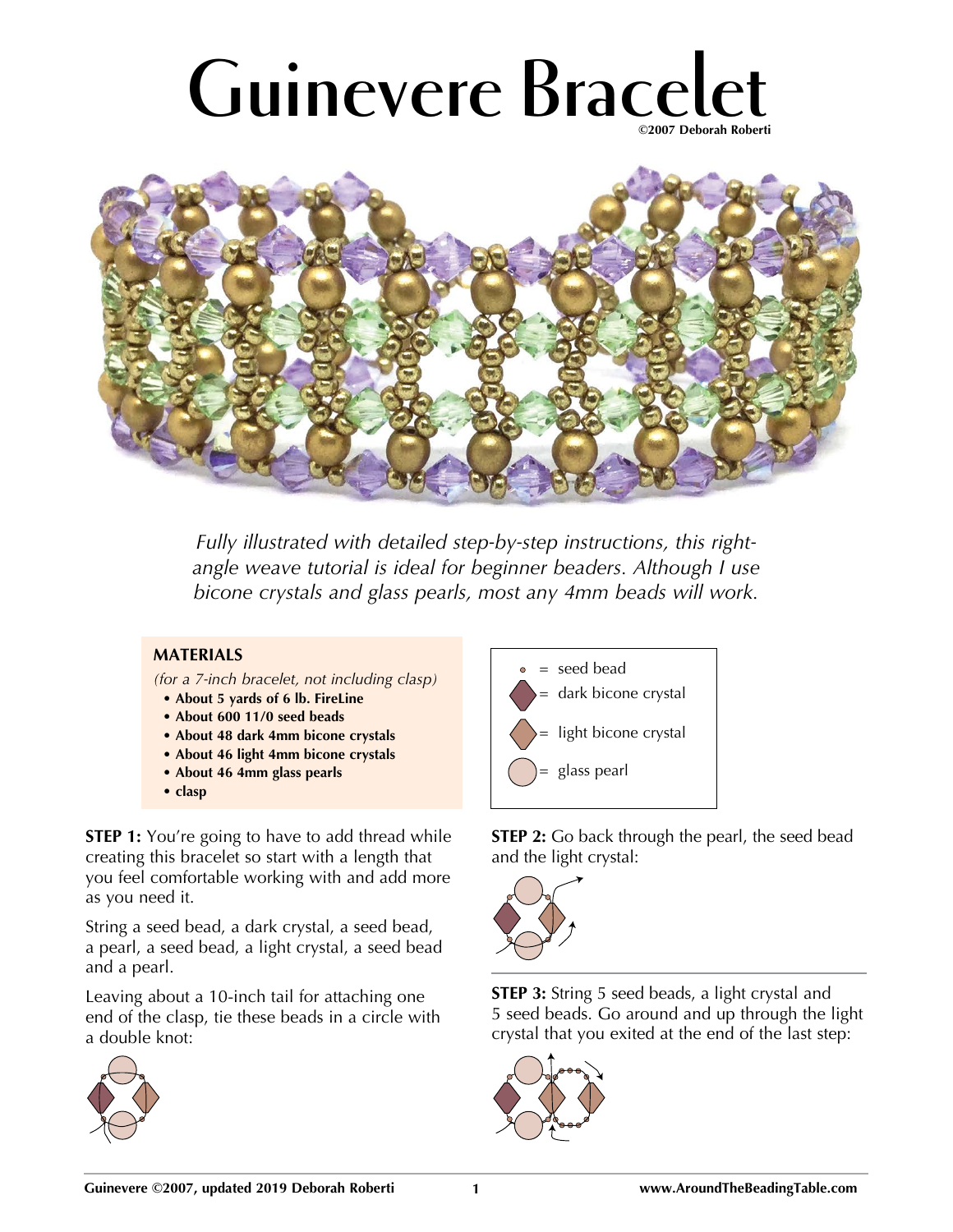# Guinevere Bracelet

©2007 Deborah Roberti

*Fully illustrated with detailed step-by-step instructions, this right-angle weave tutorial is ideal for beginner beaders. Although I use bicone crystals and glass pearls, most any 4mm beads will work.*

**MATERIALS**

*(for a 7-inch bracelet, not including clasp)*

- **About 5 yards of 6 lb. FireLine**
- **About 600 11/0 seed beads**
- **About 48 dark 4mm bicone crystals**
- **About 46 light 4mm bicone crystals**
- **About 46 4mm glass pearls**
- **clasp**

= seed bead
= dark bicone crystal
= light bicone crystal
= glass pearl

**STEP 1:** You're going to have to add thread while creating this bracelet so start with a length that you feel comfortable working with and add more as you need it.

String a seed bead, a dark crystal, a seed bead, a pearl, a seed bead, a light crystal, a seed bead and a pearl.

Leaving about a 10-inch tail for attaching one end of the clasp, tie these beads in a circle with a double knot:

**STEP 2:** Go back through the pearl, the seed bead and the light crystal:

**STEP 3:** String 5 seed beads, a light crystal and 5 seed beads. Go around and up through the light crystal that you exited at the end of the last step: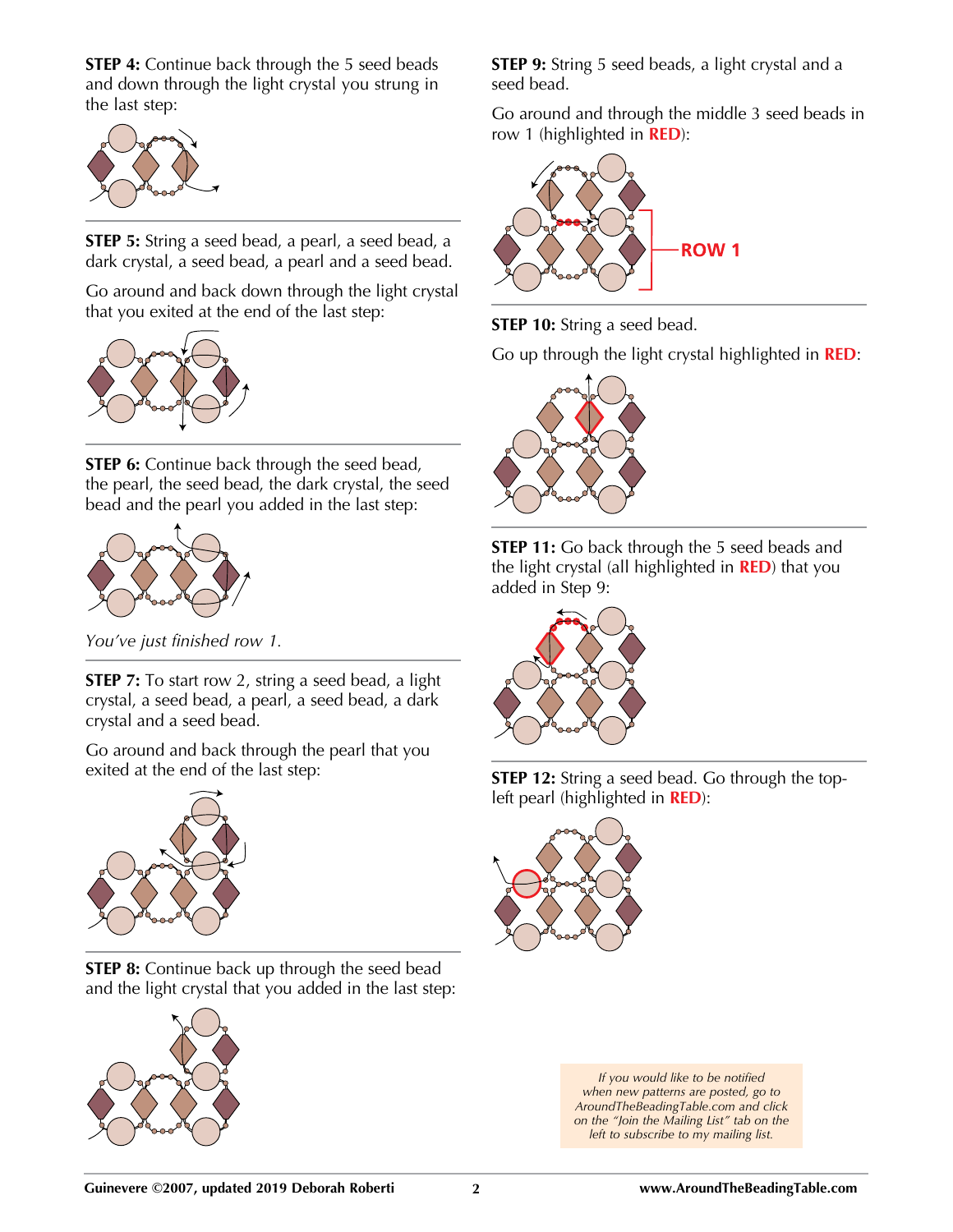**STEP 4:** Continue back through the 5 seed beads and down through the light crystal you strung in the last step:

**STEP 5:** String a seed bead, a pearl, a seed bead, a dark crystal, a seed bead, a pearl and a seed bead.

Go around and back down through the light crystal that you exited at the end of the last step:

**STEP 6:** Continue back through the seed bead, the pearl, the seed bead, the dark crystal, the seed bead and the pearl you added in the last step:

*You've just finished row 1.*

**STEP 7:** To start row 2, string a seed bead, a light crystal, a seed bead, a pearl, a seed bead, a dark crystal and a seed bead.

Go around and back through the pearl that you exited at the end of the last step:

**STEP 8:** Continue back up through the seed bead and the light crystal that you added in the last step:

**STEP 9:** String 5 seed beads, a light crystal and a seed bead.

Go around and through the middle 3 seed beads in row 1 (highlighted in **RED**):

**STEP 10:** String a seed bead.

Go up through the light crystal highlighted in **RED**:

**STEP 11:** Go back through the 5 seed beads and the light crystal (all highlighted in **RED**) that you added in Step 9:

**STEP 12:** String a seed bead. Go through the top-left pearl (highlighted in **RED**):

*If you would like to be notified when new patterns are posted, go to AroundTheBeadingTable.com and click on the "Join the Mailing List" tab on the left to subscribe to my mailing list.*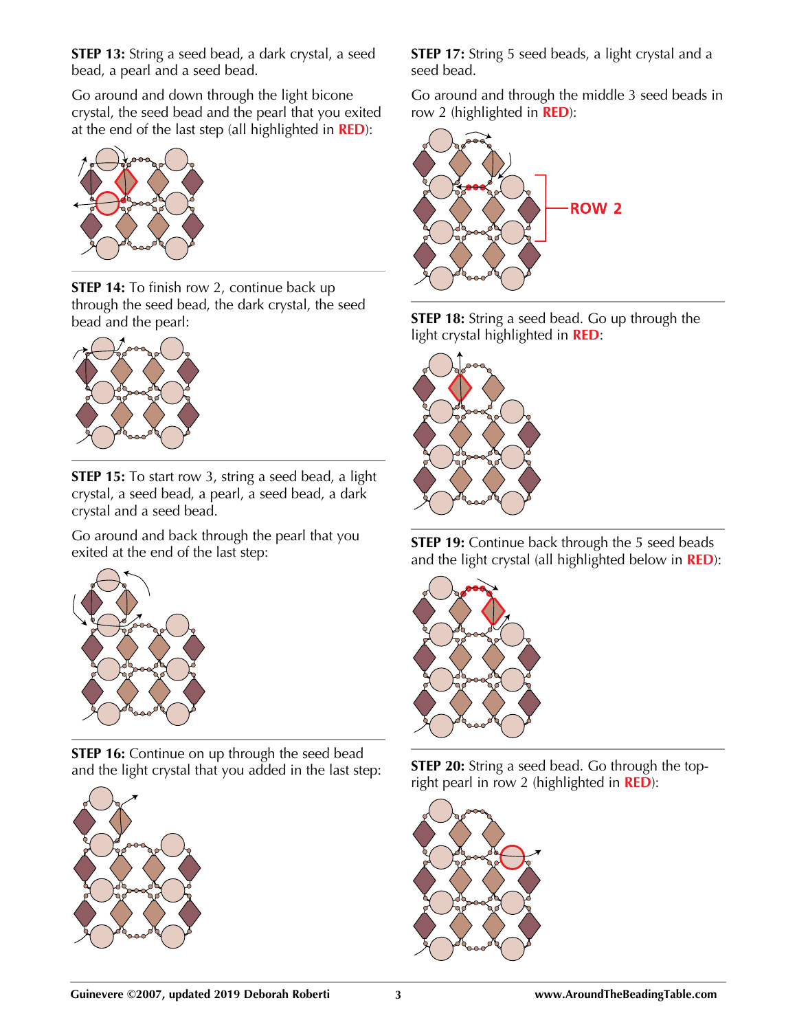**STEP 13:** String a seed bead, a dark crystal, a seed bead, a pearl and a seed bead.

Go around and down through the light bicone crystal, the seed bead and the pearl that you exited at the end of the last step (all highlighted in **RED**):

**STEP 14:** To finish row 2, continue back up through the seed bead, the dark crystal, the seed bead and the pearl:

**STEP 15:** To start row 3, string a seed bead, a light crystal, a seed bead, a pearl, a seed bead, a dark crystal and a seed bead.

Go around and back through the pearl that you exited at the end of the last step:

**STEP 16:** Continue on up through the seed bead and the light crystal that you added in the last step:

**STEP 17:** String 5 seed beads, a light crystal and a seed bead.

Go around and through the middle 3 seed beads in row 2 (highlighted in **RED**):

ROW 2

**STEP 18:** String a seed bead. Go up through the light crystal highlighted in **RED**:

**STEP 19:** Continue back through the 5 seed beads and the light crystal (all highlighted below in **RED**):

**STEP 20:** String a seed bead. Go through the top-right pearl in row 2 (highlighted in **RED**):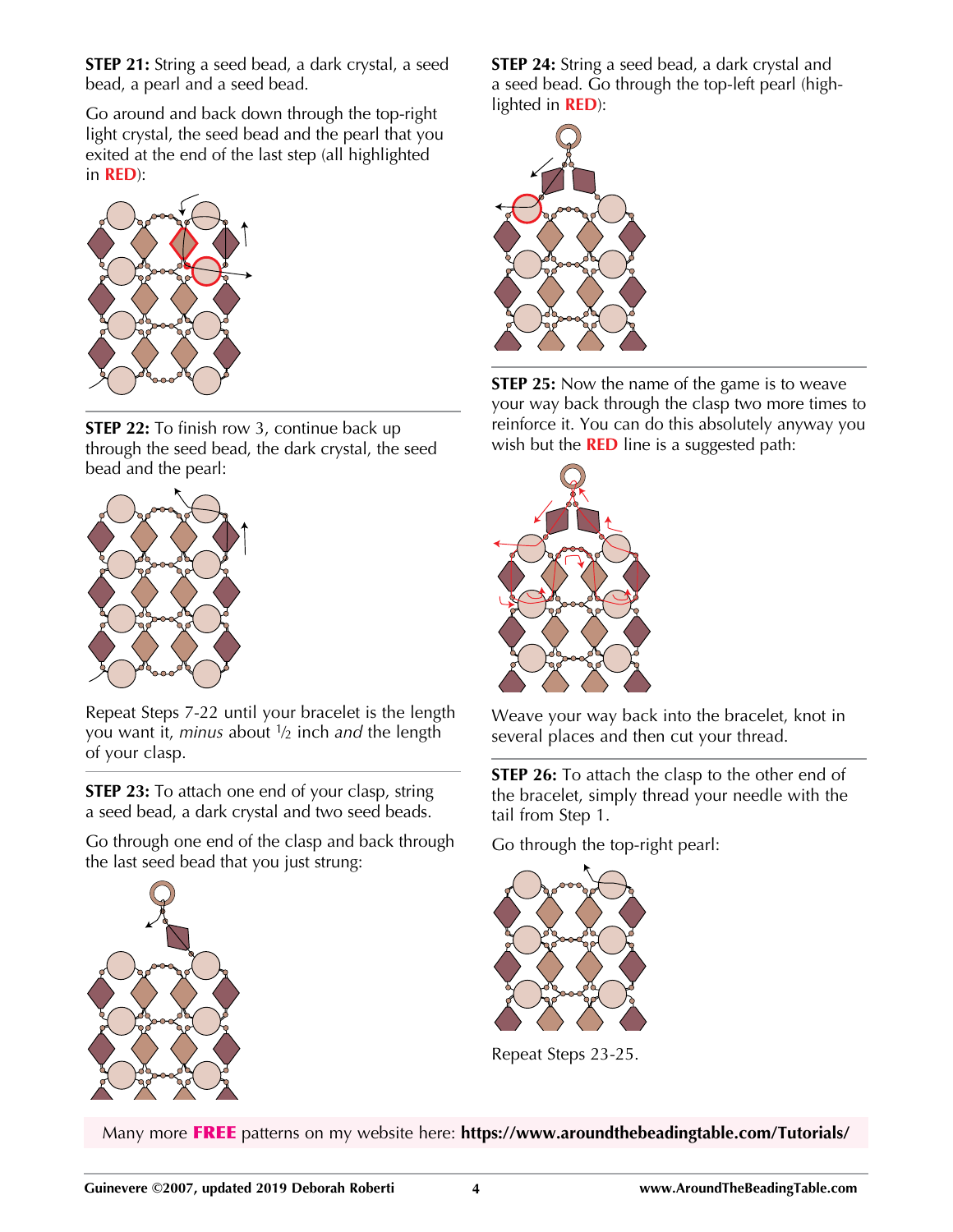**STEP 21:** String a seed bead, a dark crystal, a seed bead, a pearl and a seed bead.

Go around and back down through the top-right light crystal, the seed bead and the pearl that you exited at the end of the last step (all highlighted in **RED**):

**STEP 22:** To finish row 3, continue back up through the seed bead, the dark crystal, the seed bead and the pearl:

Repeat Steps 7-22 until your bracelet is the length you want it, *minus* about ½ inch *and* the length of your clasp.

**STEP 23:** To attach one end of your clasp, string a seed bead, a dark crystal and two seed beads.

Go through one end of the clasp and back through the last seed bead that you just strung:

**STEP 24:** String a seed bead, a dark crystal and a seed bead. Go through the top-left pearl (highlighted in **RED**):

**STEP 25:** Now the name of the game is to weave your way back through the clasp two more times to reinforce it. You can do this absolutely anyway you wish but the **RED** line is a suggested path:

Weave your way back into the bracelet, knot in several places and then cut your thread.

**STEP 26:** To attach the clasp to the other end of the bracelet, simply thread your needle with the tail from Step 1.

Go through the top-right pearl:

Repeat Steps 23-25.

Many more **FREE** patterns on my website here: **https://www.aroundthebeadingtable.com/Tutorials/**